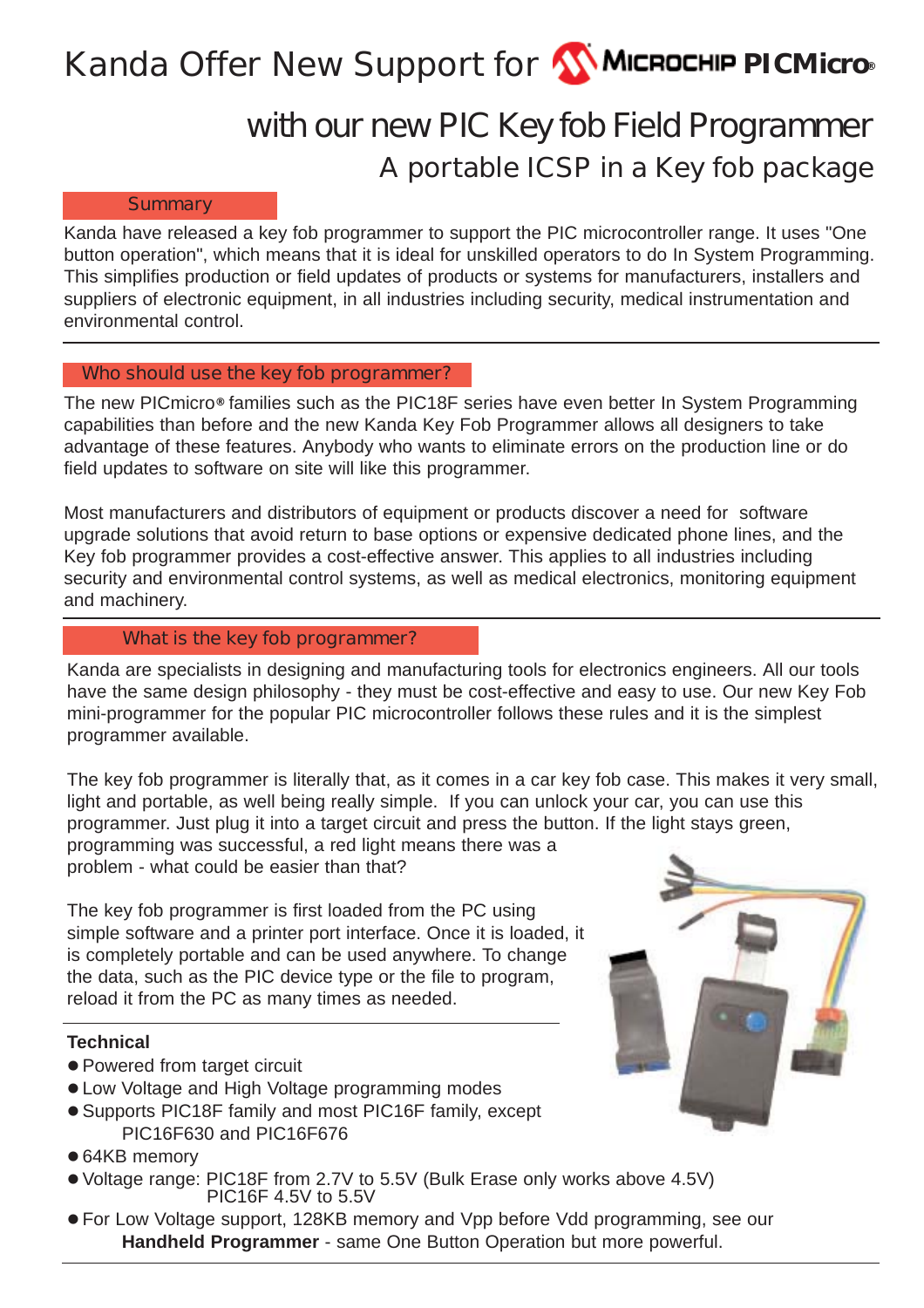# Kanda Offer New Support for Microchip PICMicro®

## with our new PIC Key fob Field Programmer

### A portable ICSP in a Key fob package

## Summary

Kanda have released a key fob programmer to support the PIC microcontroller range. It uses "One button operation", which means that it is ideal for unskilled operators to do In System Programming. This simplifies production or field updates of products or systems for manufacturers, installers and suppliers of electronic equipment, in all industries including security, medical instrumentation and environmental control.

## Who should use the key fob programmer?

The new PICmicro® families such as the PIC18F series have even better In System Programming capabilities than before and the new Kanda Key Fob Programmer allows all designers to take advantage of these features. Anybody who wants to eliminate errors on the production line or do field updates to software on site will like this programmer.

Most manufacturers and distributors of equipment or products discover a need for software upgrade solutions that avoid return to base options or expensive dedicated phone lines, and the Key fob programmer provides a cost-effective answer. This applies to all industries including security and environmental control systems, as well as medical electronics, monitoring equipment and machinery.

## What is the key fob programmer?

Kanda are specialists in designing and manufacturing tools for electronics engineers. All our tools have the same design philosophy - they must be cost-effective and easy to use. Our new Key Fob mini-programmer for the popular PIC microcontroller follows these rules and it is the simplest programmer available.

The key fob programmer is literally that, as it comes in a car key fob case. This makes it very small, light and portable, as well being really simple. If you can unlock your car, you can use this programmer. Just plug it into a target circuit and press the button. If the light stays green, programming was successful, a red light means there was a problem - what could be easier than that?

The key fob programmer is first loaded from the PC using simple software and a printer port interface. Once it is loaded, it is completely portable and can be used anywhere. To change the data, such as the PIC device type or the file to program, reload it from the PC as many times as needed.

### Technical

- Powered from target circuit
- Low Voltage and High Voltage programming modes
- Supports PIC18F family and most PIC16F family, except PIC16F630 and PIC16F676
- 64KB memory
- Voltage range: PIC18F from 2.7V to 5.5V (Bulk Erase only works above 4.5V) PIC16F 4.5V to 5.5V
- For Low Voltage support, 128KB memory and Vpp before Vdd programming, see our **Handheld Programmer** - same One Button Operation but more powerful.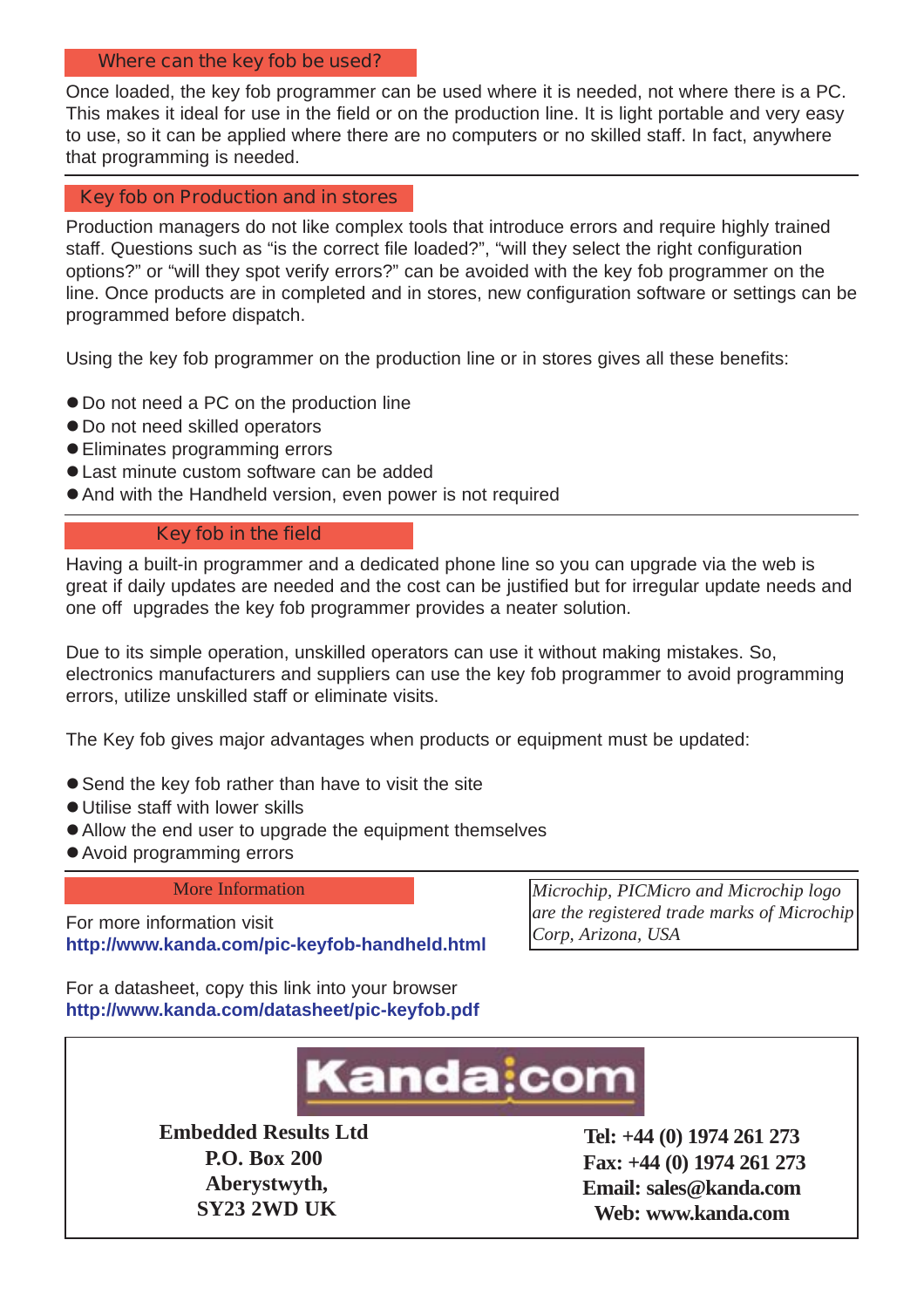## Where can the key fob be used?

Once loaded, the key fob programmer can be used where it is needed, not where there is a PC. This makes it ideal for use in the field or on the production line. It is light portable and very easy to use, so it can be applied where there are no computers or no skilled staff. In fact, anywhere that programming is needed.

## Key fob on Production and in stores

Production managers do not like complex tools that introduce errors and require highly trained staff. Questions such as "is the correct file loaded?", "will they select the right configuration options?" or "will they spot verify errors?" can be avoided with the key fob programmer on the line. Once products are in completed and in stores, new configuration software or settings can be programmed before dispatch.

Using the key fob programmer on the production line or in stores gives all these benefits:

- Do not need a PC on the production line
- Do not need skilled operators
- Eliminates programming errors
- Last minute custom software can be added
- And with the Handheld version, even power is not required

## Key fob in the field

Having a built-in programmer and a dedicated phone line so you can upgrade via the web is great if daily updates are needed and the cost can be justified but for irregular update needs and one off upgrades the key fob programmer provides a neater solution.

Due to its simple operation, unskilled operators can use it without making mistakes. So, electronics manufacturers and suppliers can use the key fob programmer to avoid programming errors, utilize unskilled staff or eliminate visits.

The Key fob gives major advantages when products or equipment must be updated:

- Send the key fob rather than have to visit the site
- Utilise staff with lower skills
- Allow the end user to upgrade the equipment themselves
- Avoid programming errors

## More Information

For more information visit
**http://www.kanda.com/pic-keyfob-handheld.html**

For a datasheet, copy this link into your browser
**http://www.kanda.com/datasheet/pic-keyfob.pdf**

*Microchip, PICMicro and Microchip logo are the registered trade marks of Microchip Corp, Arizona, USA*

Kanda.com

**Embedded Results Ltd**
**P.O. Box 200**
**Aberystwyth,**
**SY23 2WD UK**

**Tel: +44 (0) 1974 261 273**
**Fax: +44 (0) 1974 261 273**
**Email: sales@kanda.com**
**Web: www.kanda.com**